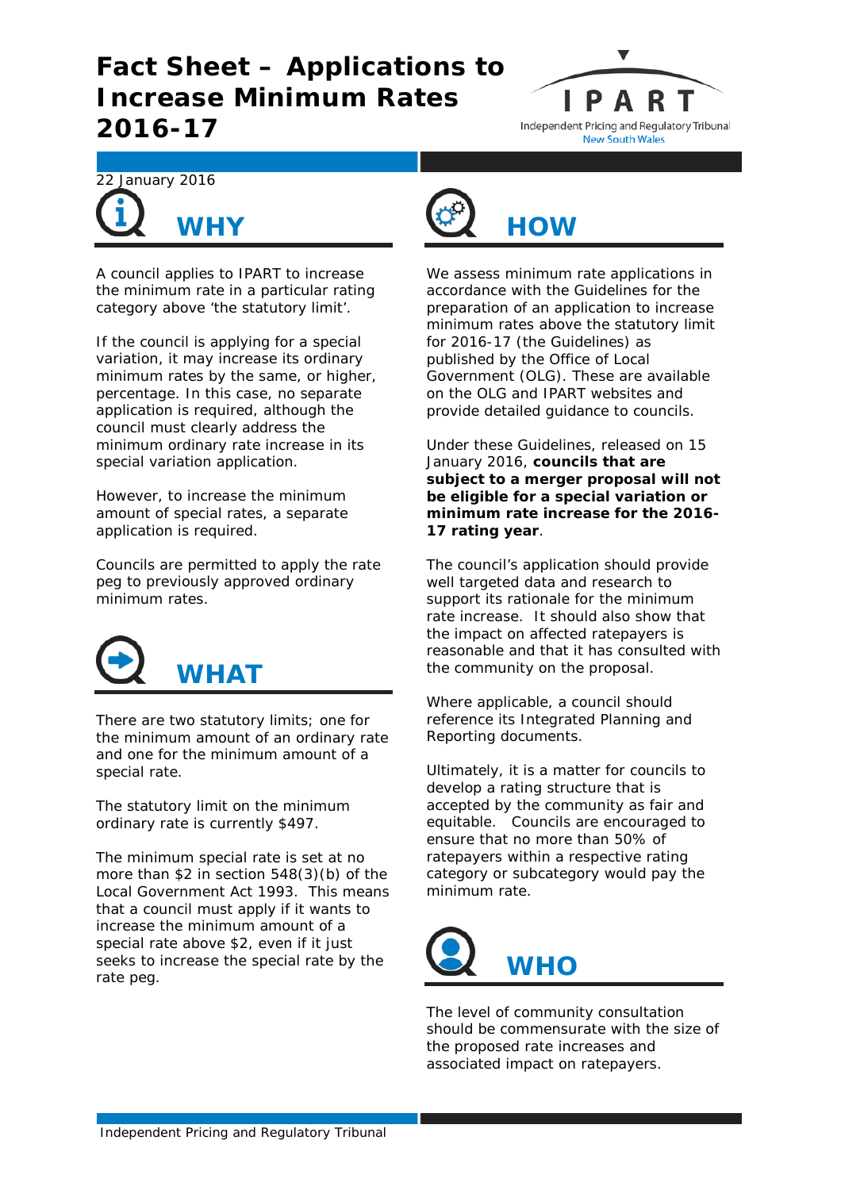# Fact Sheet – Applications to Increase Minimum Rates 2016-17

IPART
Independent Pricing and Regulatory Tribunal
New South Wales

22 January 2016

## WHY

A council applies to IPART to increase the minimum rate in a particular rating category above 'the statutory limit'.

If the council is applying for a special variation, it may increase its ordinary minimum rates by the same, or higher, percentage. In this case, no separate application is required, although the council must clearly address the minimum ordinary rate increase in its special variation application.

However, to increase the minimum amount of special rates, a separate application is required.

Councils are permitted to apply the rate peg to previously approved ordinary minimum rates.

## WHAT

There are two statutory limits; one for the minimum amount of an ordinary rate and one for the minimum amount of a special rate.

The statutory limit on the minimum ordinary rate is currently $497.

The minimum special rate is set at no more than $2 in section 548(3)(b) of the Local Government Act 1993. This means that a council must apply if it wants to increase the minimum amount of a special rate above $2, even if it just seeks to increase the special rate by the rate peg.

## HOW

We assess minimum rate applications in accordance with the Guidelines for the preparation of an application to increase minimum rates above the statutory limit for 2016-17 (the Guidelines) as published by the Office of Local Government (OLG). These are available on the OLG and IPART websites and provide detailed guidance to councils.

Under these Guidelines, released on 15 January 2016, **councils that are subject to a merger proposal will not be eligible for a special variation or minimum rate increase for the 2016-17 rating year**.

The council's application should provide well targeted data and research to support its rationale for the minimum rate increase. It should also show that the impact on affected ratepayers is reasonable and that it has consulted with the community on the proposal.

Where applicable, a council should reference its Integrated Planning and Reporting documents.

Ultimately, it is a matter for councils to develop a rating structure that is accepted by the community as fair and equitable. Councils are encouraged to ensure that no more than 50% of ratepayers within a respective rating category or subcategory would pay the minimum rate.

## WHO

The level of community consultation should be commensurate with the size of the proposed rate increases and associated impact on ratepayers.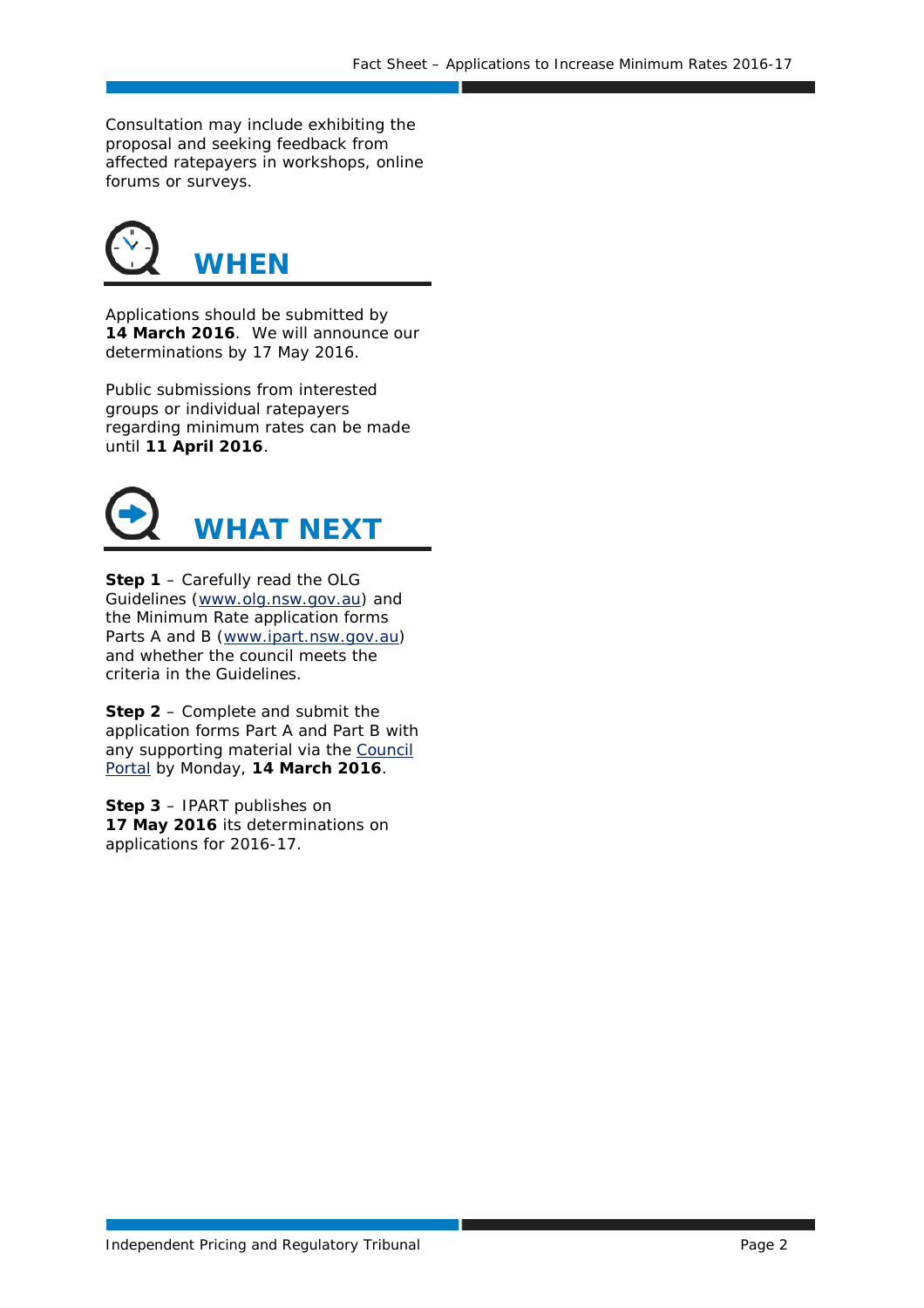Consultation may include exhibiting the proposal and seeking feedback from affected ratepayers in workshops, online forums or surveys.

## WHEN

Applications should be submitted by **14 March 2016**. We will announce our determinations by 17 May 2016.

Public submissions from interested groups or individual ratepayers regarding minimum rates can be made until **11 April 2016**.

## WHAT NEXT

**Step 1** – Carefully read the OLG Guidelines (www.olg.nsw.gov.au) and the Minimum Rate application forms Parts A and B (www.ipart.nsw.gov.au) and whether the council meets the criteria in the Guidelines.

**Step 2** – Complete and submit the application forms Part A and Part B with any supporting material via the Council Portal by Monday, **14 March 2016**.

**Step 3** – IPART publishes on **17 May 2016** its determinations on applications for 2016-17.